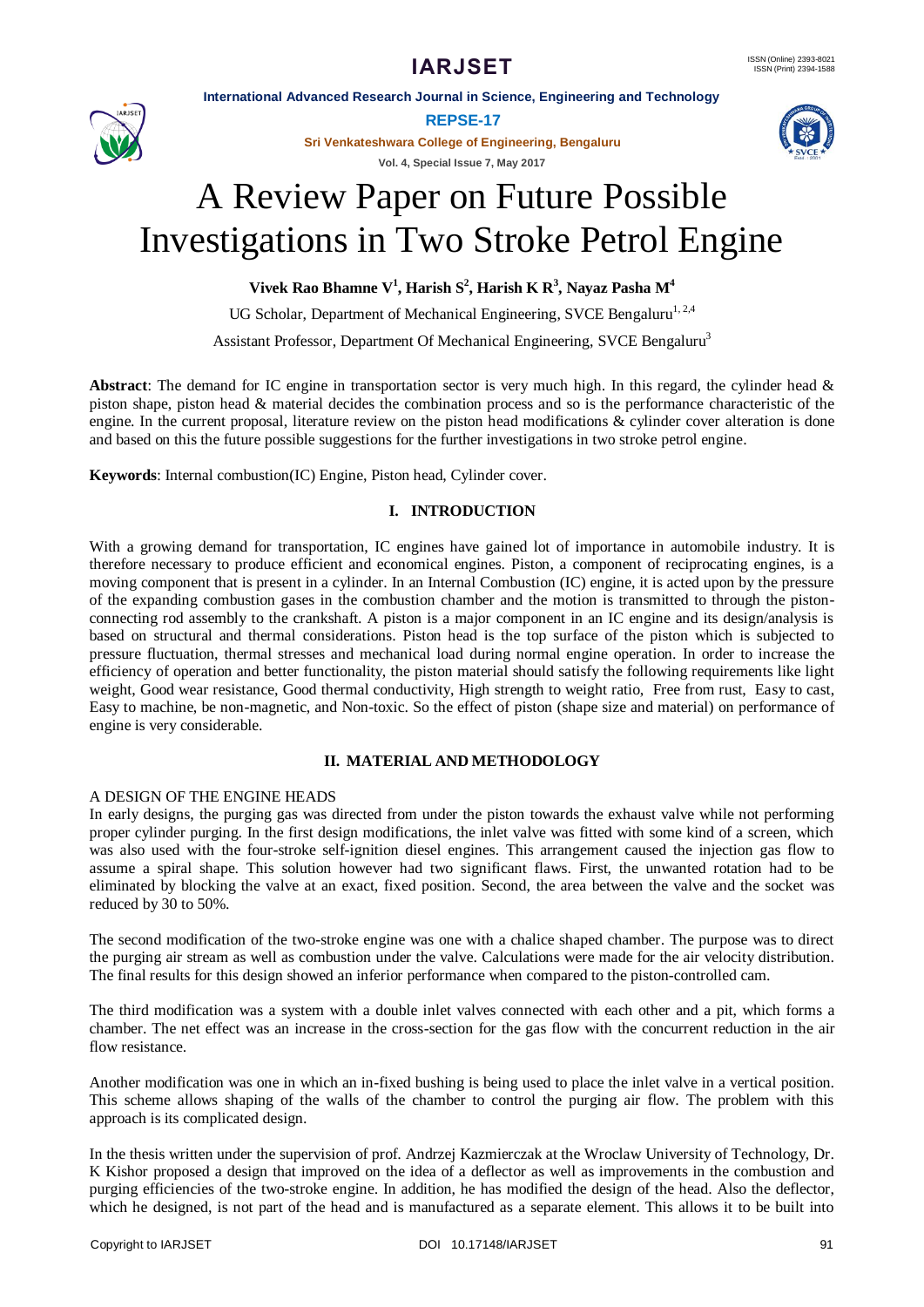# A Review Paper on Future Possible Investigations in Two Stroke Petrol Engine

**Vivek Rao Bhamne V[1], Harish S[2], Harish K R[3], Nayaz Pasha M[4]**

UG Scholar, Department of Mechanical Engineering, SVCE Bengaluru[1, 2,4]

Assistant Professor, Department Of Mechanical Engineering, SVCE Bengaluru[3]

**Abstract**: The demand for IC engine in transportation sector is very much high. In this regard, the cylinder head & piston shape, piston head & material decides the combination process and so is the performance characteristic of the engine. In the current proposal, literature review on the piston head modifications & cylinder cover alteration is done and based on this the future possible suggestions for the further investigations in two stroke petrol engine.

**Keywords**: Internal combustion(IC) Engine, Piston head, Cylinder cover.

## I. INTRODUCTION

With a growing demand for transportation, IC engines have gained lot of importance in automobile industry. It is therefore necessary to produce efficient and economical engines. Piston, a component of reciprocating engines, is a moving component that is present in a cylinder. In an Internal Combustion (IC) engine, it is acted upon by the pressure of the expanding combustion gases in the combustion chamber and the motion is transmitted to through the piston-connecting rod assembly to the crankshaft. A piston is a major component in an IC engine and its design/analysis is based on structural and thermal considerations. Piston head is the top surface of the piston which is subjected to pressure fluctuation, thermal stresses and mechanical load during normal engine operation. In order to increase the efficiency of operation and better functionality, the piston material should satisfy the following requirements like light weight, Good wear resistance, Good thermal conductivity, High strength to weight ratio, Free from rust, Easy to cast, Easy to machine, be non-magnetic, and Non-toxic. So the effect of piston (shape size and material) on performance of engine is very considerable.

## II. MATERIAL AND METHODOLOGY

### A DESIGN OF THE ENGINE HEADS

In early designs, the purging gas was directed from under the piston towards the exhaust valve while not performing proper cylinder purging. In the first design modifications, the inlet valve was fitted with some kind of a screen, which was also used with the four-stroke self-ignition diesel engines. This arrangement caused the injection gas flow to assume a spiral shape. This solution however had two significant flaws. First, the unwanted rotation had to be eliminated by blocking the valve at an exact, fixed position. Second, the area between the valve and the socket was reduced by 30 to 50%.

The second modification of the two-stroke engine was one with a chalice shaped chamber. The purpose was to direct the purging air stream as well as combustion under the valve. Calculations were made for the air velocity distribution. The final results for this design showed an inferior performance when compared to the piston-controlled cam.

The third modification was a system with a double inlet valves connected with each other and a pit, which forms a chamber. The net effect was an increase in the cross-section for the gas flow with the concurrent reduction in the air flow resistance.

Another modification was one in which an in-fixed bushing is being used to place the inlet valve in a vertical position. This scheme allows shaping of the walls of the chamber to control the purging air flow. The problem with this approach is its complicated design.

In the thesis written under the supervision of prof. Andrzej Kazmierczak at the Wroclaw University of Technology, Dr. K Kishor proposed a design that improved on the idea of a deflector as well as improvements in the combustion and purging efficiencies of the two-stroke engine. In addition, he has modified the design of the head. Also the deflector, which he designed, is not part of the head and is manufactured as a separate element. This allows it to be built into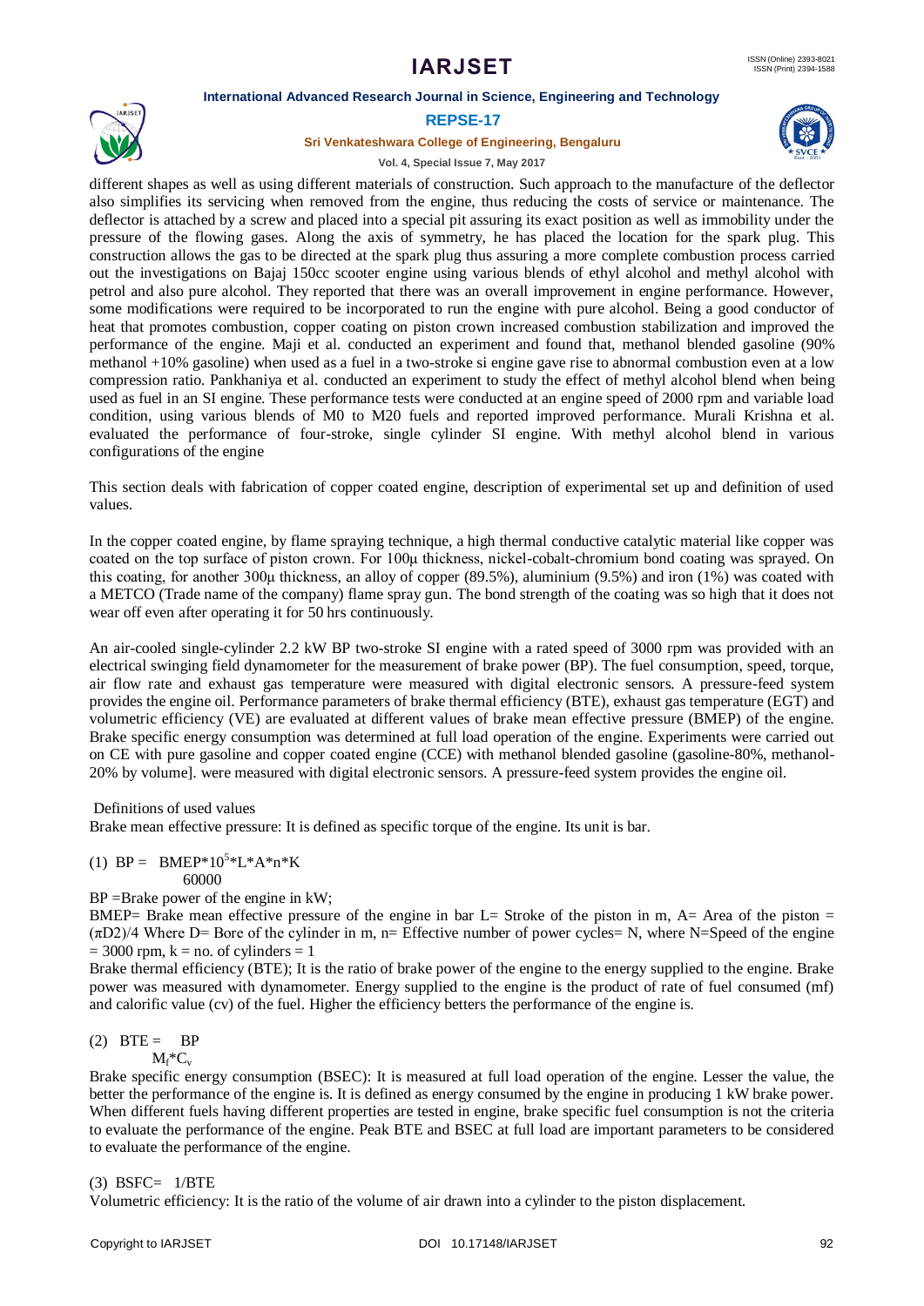different shapes as well as using different materials of construction. Such approach to the manufacture of the deflector also simplifies its servicing when removed from the engine, thus reducing the costs of service or maintenance. The deflector is attached by a screw and placed into a special pit assuring its exact position as well as immobility under the pressure of the flowing gases. Along the axis of symmetry, he has placed the location for the spark plug. This construction allows the gas to be directed at the spark plug thus assuring a more complete combustion process carried out the investigations on Bajaj 150cc scooter engine using various blends of ethyl alcohol and methyl alcohol with petrol and also pure alcohol. They reported that there was an overall improvement in engine performance. However, some modifications were required to be incorporated to run the engine with pure alcohol. Being a good conductor of heat that promotes combustion, copper coating on piston crown increased combustion stabilization and improved the performance of the engine. Maji et al. conducted an experiment and found that, methanol blended gasoline (90% methanol +10% gasoline) when used as a fuel in a two-stroke si engine gave rise to abnormal combustion even at a low compression ratio. Pankhaniya et al. conducted an experiment to study the effect of methyl alcohol blend when being used as fuel in an SI engine. These performance tests were conducted at an engine speed of 2000 rpm and variable load condition, using various blends of M0 to M20 fuels and reported improved performance. Murali Krishna et al. evaluated the performance of four-stroke, single cylinder SI engine. With methyl alcohol blend in various configurations of the engine

This section deals with fabrication of copper coated engine, description of experimental set up and definition of used values.

In the copper coated engine, by flame spraying technique, a high thermal conductive catalytic material like copper was coated on the top surface of piston crown. For 100μ thickness, nickel-cobalt-chromium bond coating was sprayed. On this coating, for another 300μ thickness, an alloy of copper (89.5%), aluminium (9.5%) and iron (1%) was coated with a METCO (Trade name of the company) flame spray gun. The bond strength of the coating was so high that it does not wear off even after operating it for 50 hrs continuously.

An air-cooled single-cylinder 2.2 kW BP two-stroke SI engine with a rated speed of 3000 rpm was provided with an electrical swinging field dynamometer for the measurement of brake power (BP). The fuel consumption, speed, torque, air flow rate and exhaust gas temperature were measured with digital electronic sensors. A pressure-feed system provides the engine oil. Performance parameters of brake thermal efficiency (BTE), exhaust gas temperature (EGT) and volumetric efficiency (VE) are evaluated at different values of brake mean effective pressure (BMEP) of the engine. Brake specific energy consumption was determined at full load operation of the engine. Experiments were carried out on CE with pure gasoline and copper coated engine (CCE) with methanol blended gasoline (gasoline-80%, methanol-20% by volume]. were measured with digital electronic sensors. A pressure-feed system provides the engine oil.

Definitions of used values

Brake mean effective pressure: It is defined as specific torque of the engine. Its unit is bar.

$$(1)\quad BP = \frac{BMEP*10^5*L*A*n*K}{60000}$$

BP =Brake power of the engine in kW;

BMEP= Brake mean effective pressure of the engine in bar L= Stroke of the piston in m, A= Area of the piston = (πD2)/4 Where D= Bore of the cylinder in m, n= Effective number of power cycles= N, where N=Speed of the engine = 3000 rpm, k = no. of cylinders = 1

Brake thermal efficiency (BTE); It is the ratio of brake power of the engine to the energy supplied to the engine. Brake power was measured with dynamometer. Energy supplied to the engine is the product of rate of fuel consumed (mf) and calorific value (cv) of the fuel. Higher the efficiency betters the performance of the engine is.

$$(2)\quad BTE = \frac{BP}{M_f*C_v}$$

Brake specific energy consumption (BSEC): It is measured at full load operation of the engine. Lesser the value, the better the performance of the engine is. It is defined as energy consumed by the engine in producing 1 kW brake power. When different fuels having different properties are tested in engine, brake specific fuel consumption is not the criteria to evaluate the performance of the engine. Peak BTE and BSEC at full load are important parameters to be considered to evaluate the performance of the engine.

$$(3)\quad BSFC= 1/BTE$$

Volumetric efficiency: It is the ratio of the volume of air drawn into a cylinder to the piston displacement.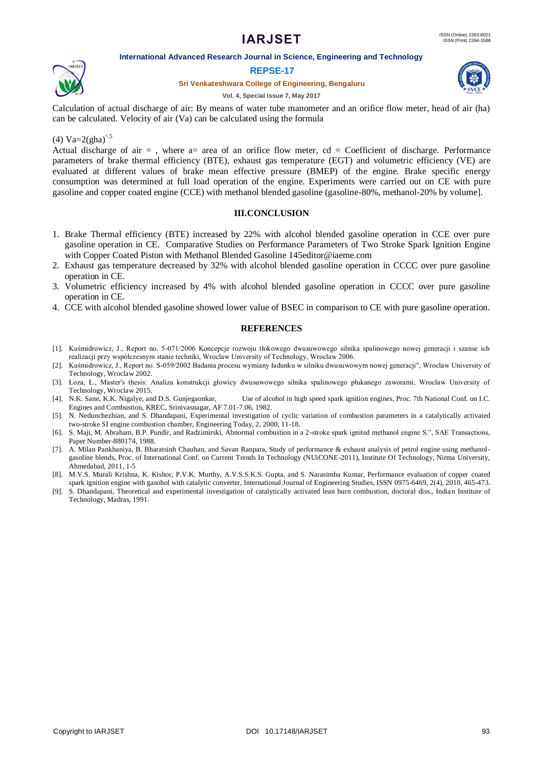Calculation of actual discharge of air: By means of water tube manometer and an orifice flow meter, head of air (ha) can be calculated. Velocity of air (Va) can be calculated using the formula

(4) $Va=2(gha)^{.5}$

Actual discharge of air = , where a= area of an orifice flow meter, cd = Coefficient of discharge. Performance parameters of brake thermal efficiency (BTE), exhaust gas temperature (EGT) and volumetric efficiency (VE) are evaluated at different values of brake mean effective pressure (BMEP) of the engine. Brake specific energy consumption was determined at full load operation of the engine. Experiments were carried out on CE with pure gasoline and copper coated engine (CCE) with methanol blended gasoline (gasoline-80%, methanol-20% by volume].

## III.CONCLUSION

1. Brake Thermal efficiency (BTE) increased by 22% with alcohol blended gasoline operation in CCE over pure gasoline operation in CE. Comparative Studies on Performance Parameters of Two Stroke Spark Ignition Engine with Copper Coated Piston with Methanol Blended Gasoline 145editor@iaeme.com
2. Exhaust gas temperature decreased by 32% with alcohol blended gasoline operation in CCCC over pure gasoline operation in CE.
3. Volumetric efficiency increased by 4% with alcohol blended gasoline operation in CCCC over pure gasoline operation in CE.
4. CCE with alcohol blended gasoline showed lower value of BSEC in comparison to CE with pure gasoline operation.

## REFERENCES

[1]. Kuśmidrowicz, J., Report no. 5-071/2006 Koncepcje rozwoju tłokowego dwusuwowego silnika spalinowego nowej generacji i szanse ich realizacji przy współczesnym stanie techniki, Wroclaw University of Technology, Wroclaw 2006.

[2]. Kuśmidrowicz, J., Report no. S-059/2002 Badania procesu wymiany ładunku w silniku dwusuwowym nowej generacji", Wroclaw University of Technology, Wroclaw 2002.

[3]. Łoza, Ł., Master's thesis: Analiza konstrukcji głowicy dwusuwowego silnika spalinowego płukanego zaworami, Wroclaw University of Technology, Wroclaw 2015.

[4]. N.K. Sane, K.K. Nigalye, and D.S. Gunjegaonkar, Use of alcohol in high speed spark ignition engines, Proc. 7th National Conf. on I.C. Engines and Combustion, KREC, Srinivasnagar, AF 7.01-7.06, 1982.

[5]. N. Nedunchezhian, and S. Dhandapani, Experimental investigation of cyclic variation of combustion parameters in a catalytically activated two-stroke SI engine combustion chamber, Engineering Today, 2, 2000, 11-18.

[6]. S. Maji, M. Abraham, B.P. Pundir, and Radzimirski, Abnormal combustion in a 2-stroke spark ignited methanol engine S.", SAE Transactions, Paper Number-880174, 1988.

[7]. A. Milan Pankhaniya, B. Bharatsinh Chauhan, and Savan Ranpara, Study of performance & exhaust analysis of petrol engine using methanol-gasoline blends, Proc. of International Conf. on Current Trends In Technology (NUiCONE-2011), Institute Of Technology, Nirma University, Ahmedabad, 2011, 1-5

[8]. M.V.S. Murali Krishna, K. Kishor, P.V.K. Murthy, A.V.S.S.K.S. Gupta, and S. Narasimha Kumar, Performance evaluation of copper coated spark ignition engine with gasohol with catalytic converter, International Journal of Engineering Studies, ISSN 0975-6469, 2(4), 2010, 465-473.

[9]. S. Dhandapani, Theoretical and experimental investigation of catalytically activated lean burn combustion, doctoral diss., Indian Institute of Technology, Madras, 1991.